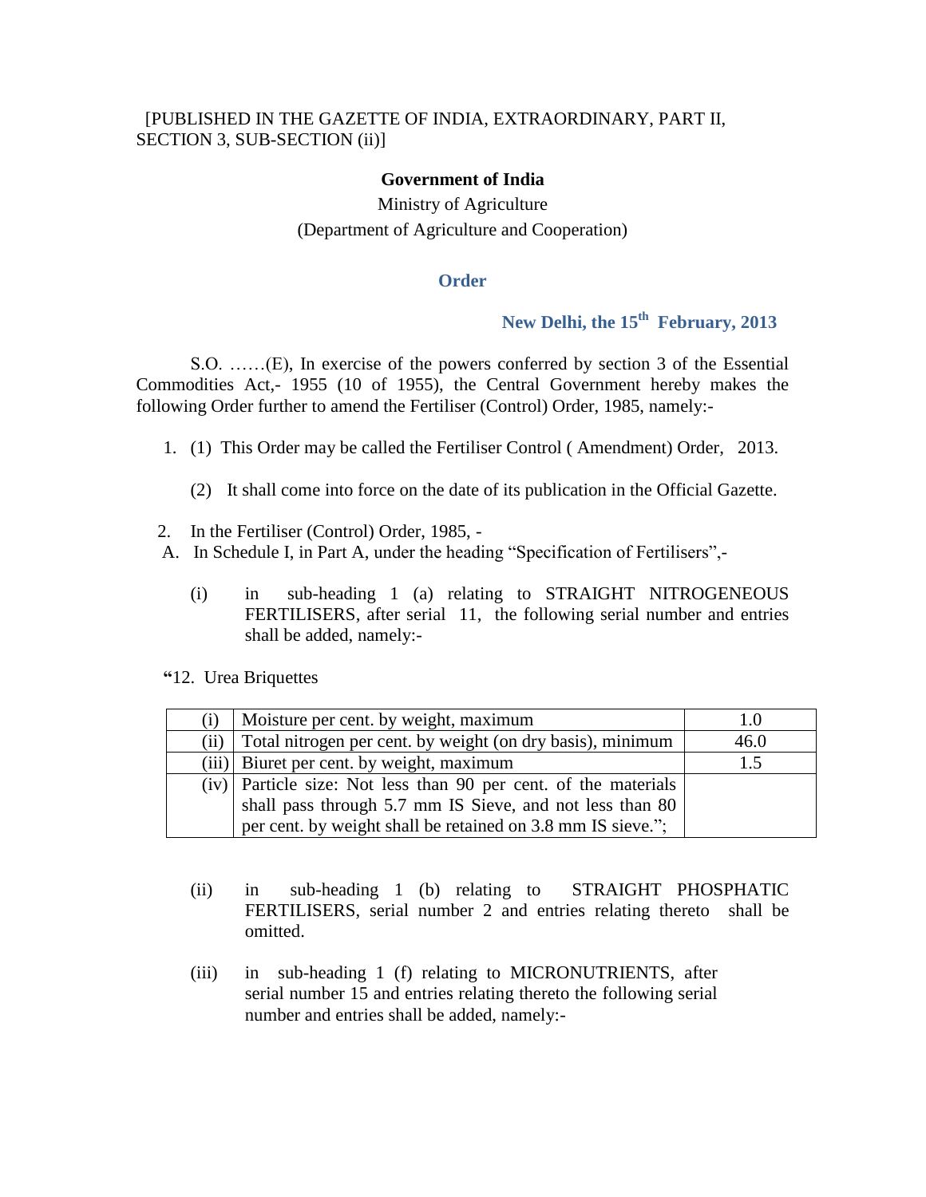[PUBLISHED IN THE GAZETTE OF INDIA, EXTRAORDINARY, PART II, SECTION 3, SUB-SECTION (ii)]

**Government of India**

Ministry of Agriculture

(Department of Agriculture and Cooperation)

**Order**

**New Delhi, the 15th February, 2013**

S.O. ……(E), In exercise of the powers conferred by section 3 of the Essential Commodities Act,- 1955 (10 of 1955), the Central Government hereby makes the following Order further to amend the Fertiliser (Control) Order, 1985, namely:-

1. (1) This Order may be called the Fertiliser Control ( Amendment) Order, 2013.

   (2) It shall come into force on the date of its publication in the Official Gazette.

2. In the Fertiliser (Control) Order, 1985, -

A. In Schedule I, in Part A, under the heading "Specification of Fertilisers",-

   (i) in sub-heading 1 (a) relating to STRAIGHT NITROGENEOUS FERTILISERS, after serial 11, the following serial number and entries shall be added, namely:-

**"**12. Urea Briquettes

| | | |
|---|---|---|
| (i) | Moisture per cent. by weight, maximum | 1.0 |
| (ii) | Total nitrogen per cent. by weight (on dry basis), minimum | 46.0 |
| (iii) | Biuret per cent. by weight, maximum | 1.5 |
| (iv) | Particle size: Not less than 90 per cent. of the materials shall pass through 5.7 mm IS Sieve, and not less than 80 per cent. by weight shall be retained on 3.8 mm IS sieve."; | |

   (ii) in sub-heading 1 (b) relating to STRAIGHT PHOSPHATIC FERTILISERS, serial number 2 and entries relating thereto shall be omitted.

   (iii) in sub-heading 1 (f) relating to MICRONUTRIENTS, after serial number 15 and entries relating thereto the following serial number and entries shall be added, namely:-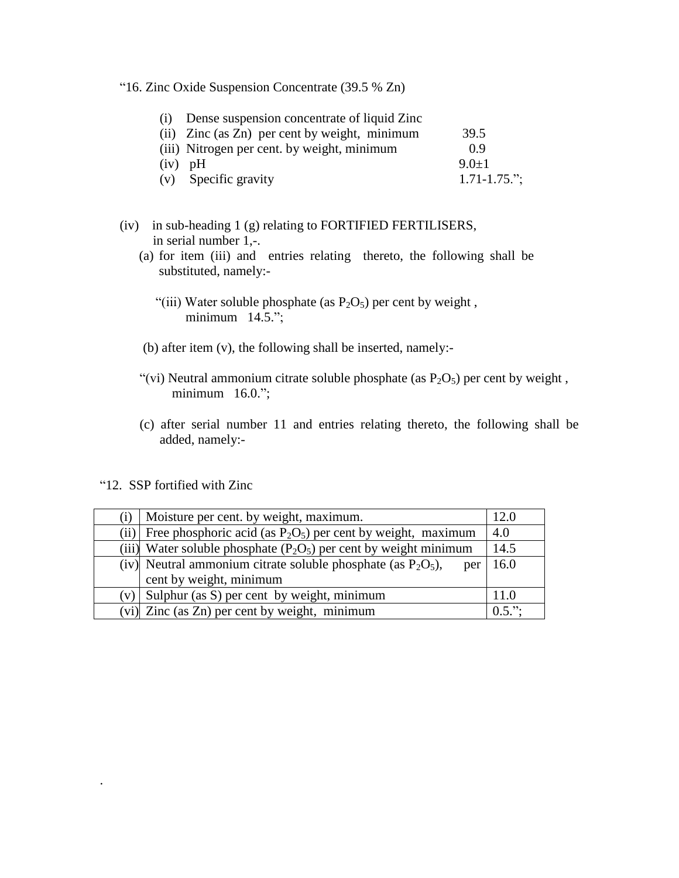"16. Zinc Oxide Suspension Concentrate (39.5 % Zn)

| | |
|---|---|
| (i) Dense suspension concentrate of liquid Zinc | |
| (ii) Zinc (as Zn) per cent by weight, minimum | 39.5 |
| (iii) Nitrogen per cent. by weight, minimum | 0.9 |
| (iv) pH | 9.0±1 |
| (v) Specific gravity | 1.71-1.75."; |

(iv) in sub-heading 1 (g) relating to FORTIFIED FERTILISERS, in serial number 1,-.

(a) for item (iii) and entries relating thereto, the following shall be substituted, namely:-

"(iii) Water soluble phosphate (as $P_2O_5$) per cent by weight , minimum 14.5.";

(b) after item (v), the following shall be inserted, namely:-

"(vi) Neutral ammonium citrate soluble phosphate (as $P_2O_5$) per cent by weight , minimum 16.0.";

(c) after serial number 11 and entries relating thereto, the following shall be added, namely:-

"12. SSP fortified with Zinc

| | | |
|---|---|---|
| (i) | Moisture per cent. by weight, maximum. | 12.0 |
| (ii) | Free phosphoric acid (as $P_2O_5$) per cent by weight, maximum | 4.0 |
| (iii) | Water soluble phosphate ($P_2O_5$) per cent by weight minimum | 14.5 |
| (iv) | Neutral ammonium citrate soluble phosphate (as $P_2O_5$), per cent by weight, minimum | 16.0 |
| (v) | Sulphur (as S) per cent by weight, minimum | 11.0 |
| (vi) | Zinc (as Zn) per cent by weight, minimum | 0.5."; |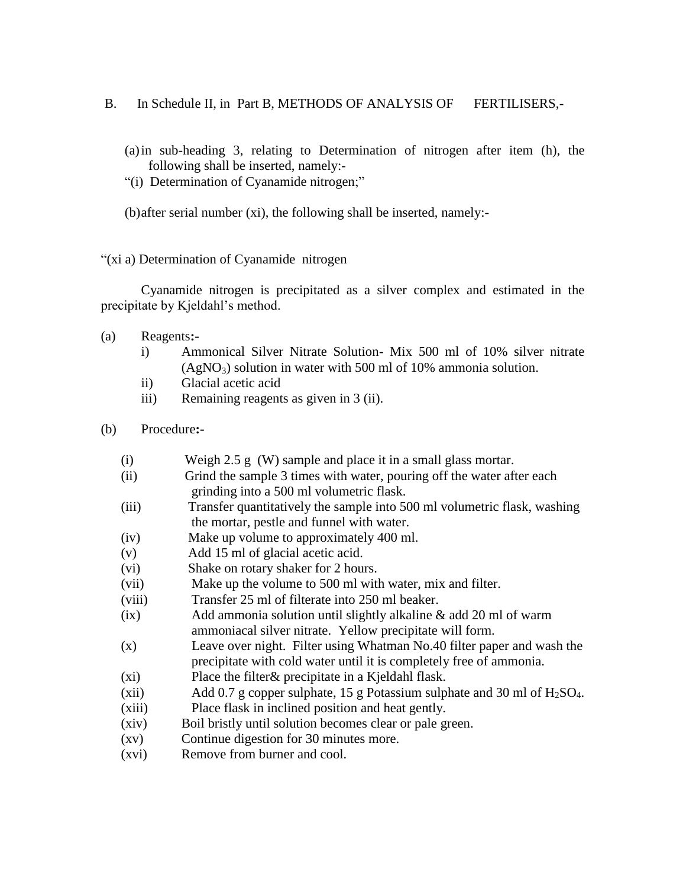B. In Schedule II, in Part B, METHODS OF ANALYSIS OF FERTILISERS,-

(a) in sub-heading 3, relating to Determination of nitrogen after item (h), the following shall be inserted, namely:-

"(i) Determination of Cyanamide nitrogen;"

(b) after serial number (xi), the following shall be inserted, namely:-

"(xi a) Determination of Cyanamide nitrogen

Cyanamide nitrogen is precipitated as a silver complex and estimated in the precipitate by Kjeldahl's method.

(a) Reagents:-

- i) Ammonical Silver Nitrate Solution- Mix 500 ml of 10% silver nitrate ($AgNO_3$) solution in water with 500 ml of 10% ammonia solution.
- ii) Glacial acetic acid
- iii) Remaining reagents as given in 3 (ii).

(b) Procedure:-

- (i) Weigh 2.5 g (W) sample and place it in a small glass mortar.
- (ii) Grind the sample 3 times with water, pouring off the water after each grinding into a 500 ml volumetric flask.
- (iii) Transfer quantitatively the sample into 500 ml volumetric flask, washing the mortar, pestle and funnel with water.
- (iv) Make up volume to approximately 400 ml.
- (v) Add 15 ml of glacial acetic acid.
- (vi) Shake on rotary shaker for 2 hours.
- (vii) Make up the volume to 500 ml with water, mix and filter.
- (viii) Transfer 25 ml of filterate into 250 ml beaker.
- (ix) Add ammonia solution until slightly alkaline & add 20 ml of warm ammoniacal silver nitrate. Yellow precipitate will form.
- (x) Leave over night. Filter using Whatman No.40 filter paper and wash the precipitate with cold water until it is completely free of ammonia.
- (xi) Place the filter& precipitate in a Kjeldahl flask.
- (xii) Add 0.7 g copper sulphate, 15 g Potassium sulphate and 30 ml of $H_2SO_4$.
- (xiii) Place flask in inclined position and heat gently.
- (xiv) Boil bristly until solution becomes clear or pale green.
- (xv) Continue digestion for 30 minutes more.
- (xvi) Remove from burner and cool.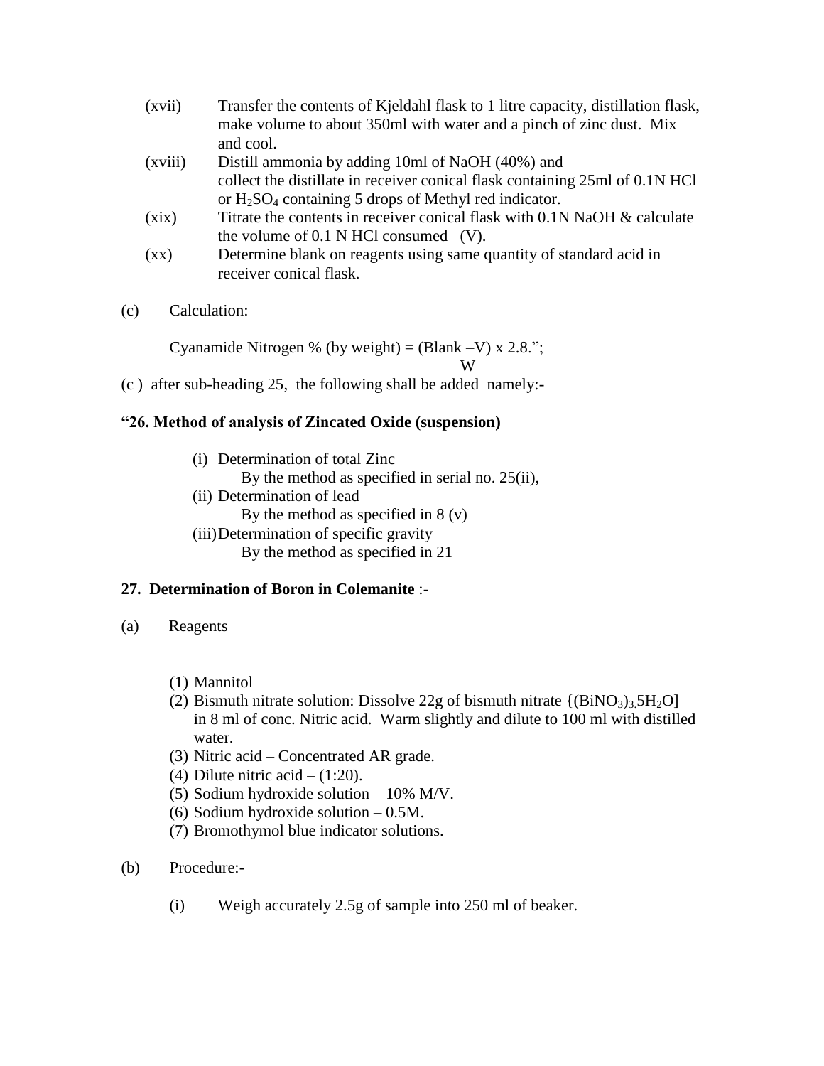(xvii) Transfer the contents of Kjeldahl flask to 1 litre capacity, distillation flask, make volume to about 350ml with water and a pinch of zinc dust. Mix and cool.

(xviii) Distill ammonia by adding 10ml of NaOH (40%) and collect the distillate in receiver conical flask containing 25ml of 0.1N HCl or $H_2SO_4$ containing 5 drops of Methyl red indicator.

(xix) Titrate the contents in receiver conical flask with 0.1N NaOH & calculate the volume of 0.1 N HCl consumed (V).

(xx) Determine blank on reagents using same quantity of standard acid in receiver conical flask.

(c) Calculation:

Cyanamide Nitrogen % (by weight) = $\frac{(\text{Blank} - V) \times 2.8}{W}$.";

(c ) after sub-heading 25, the following shall be added namely:-

**"26. Method of analysis of Zincated Oxide (suspension)**

(i) Determination of total Zinc
By the method as specified in serial no. 25(ii),

(ii) Determination of lead
By the method as specified in 8 (v)

(iii) Determination of specific gravity
By the method as specified in 21

**27. Determination of Boron in Colemanite** :-

(a) Reagents

(1) Mannitol
(2) Bismuth nitrate solution: Dissolve 22g of bismuth nitrate $\{(BiNO_3)_3.5H_2O]$ in 8 ml of conc. Nitric acid. Warm slightly and dilute to 100 ml with distilled water.
(3) Nitric acid – Concentrated AR grade.
(4) Dilute nitric acid – (1:20).
(5) Sodium hydroxide solution – 10% M/V.
(6) Sodium hydroxide solution – 0.5M.
(7) Bromothymol blue indicator solutions.

(b) Procedure:-

(i) Weigh accurately 2.5g of sample into 250 ml of beaker.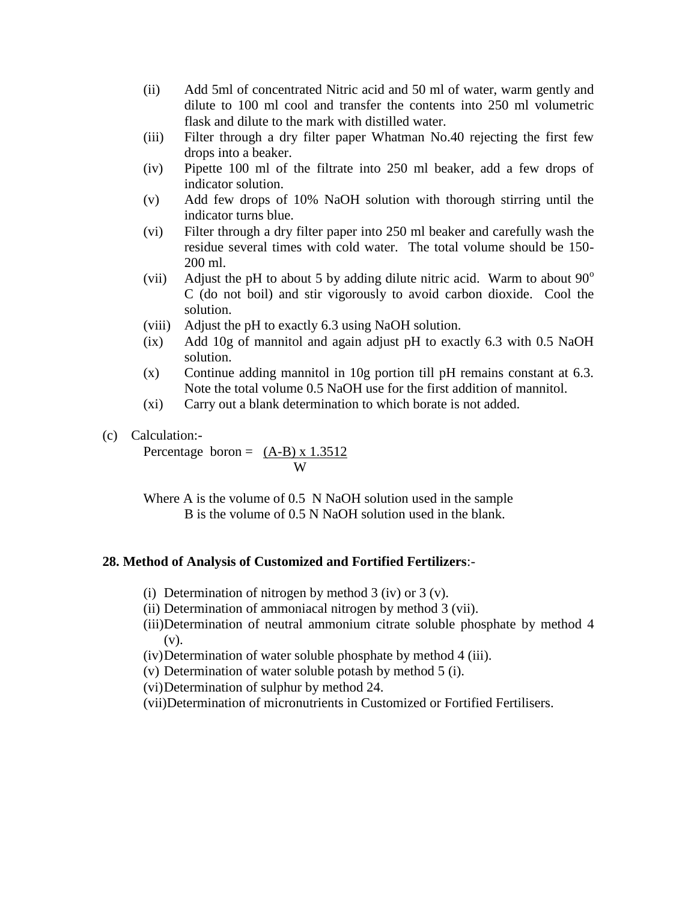(ii) Add 5ml of concentrated Nitric acid and 50 ml of water, warm gently and dilute to 100 ml cool and transfer the contents into 250 ml volumetric flask and dilute to the mark with distilled water.

(iii) Filter through a dry filter paper Whatman No.40 rejecting the first few drops into a beaker.

(iv) Pipette 100 ml of the filtrate into 250 ml beaker, add a few drops of indicator solution.

(v) Add few drops of 10% NaOH solution with thorough stirring until the indicator turns blue.

(vi) Filter through a dry filter paper into 250 ml beaker and carefully wash the residue several times with cold water. The total volume should be 150-200 ml.

(vii) Adjust the pH to about 5 by adding dilute nitric acid. Warm to about $90^{o}$ C (do not boil) and stir vigorously to avoid carbon dioxide. Cool the solution.

(viii) Adjust the pH to exactly 6.3 using NaOH solution.

(ix) Add 10g of mannitol and again adjust pH to exactly 6.3 with 0.5 NaOH solution.

(x) Continue adding mannitol in 10g portion till pH remains constant at 6.3. Note the total volume 0.5 NaOH use for the first addition of mannitol.

(xi) Carry out a blank determination to which borate is not added.

(c) Calculation:-

$$\text{Percentage boron} = \frac{(A-B) \times 1.3512}{W}$$

Where A is the volume of 0.5 N NaOH solution used in the sample
B is the volume of 0.5 N NaOH solution used in the blank.

**28. Method of Analysis of Customized and Fortified Fertilizers**:-

(i) Determination of nitrogen by method 3 (iv) or 3 (v).

(ii) Determination of ammoniacal nitrogen by method 3 (vii).

(iii) Determination of neutral ammonium citrate soluble phosphate by method 4 (v).

(iv) Determination of water soluble phosphate by method 4 (iii).

(v) Determination of water soluble potash by method 5 (i).

(vi) Determination of sulphur by method 24.

(vii) Determination of micronutrients in Customized or Fortified Fertilisers.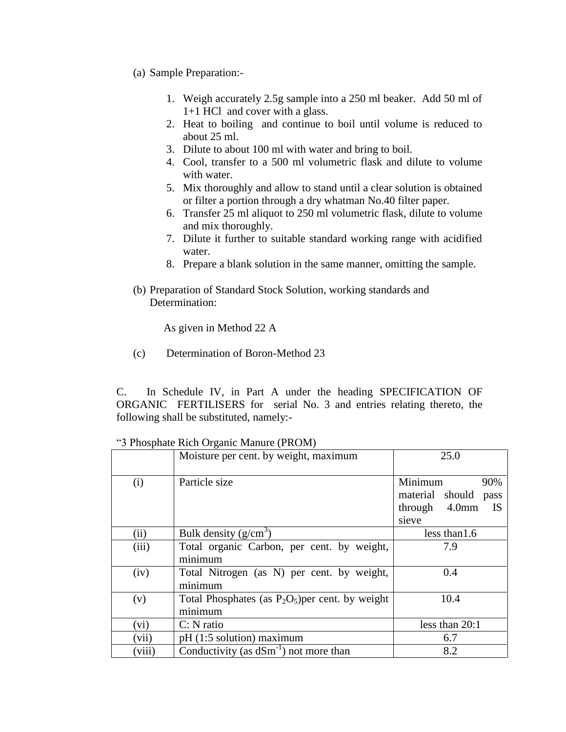(a) Sample Preparation:-

1. Weigh accurately 2.5g sample into a 250 ml beaker. Add 50 ml of 1+1 HCl and cover with a glass.
2. Heat to boiling and continue to boil until volume is reduced to about 25 ml.
3. Dilute to about 100 ml with water and bring to boil.
4. Cool, transfer to a 500 ml volumetric flask and dilute to volume with water.
5. Mix thoroughly and allow to stand until a clear solution is obtained or filter a portion through a dry whatman No.40 filter paper.
6. Transfer 25 ml aliquot to 250 ml volumetric flask, dilute to volume and mix thoroughly.
7. Dilute it further to suitable standard working range with acidified water.
8. Prepare a blank solution in the same manner, omitting the sample.

(b) Preparation of Standard Stock Solution, working standards and Determination:

As given in Method 22 A

(c) Determination of Boron-Method 23

C. In Schedule IV, in Part A under the heading SPECIFICATION OF ORGANIC FERTILISERS for serial No. 3 and entries relating thereto, the following shall be substituted, namely:-

"3 Phosphate Rich Organic Manure (PROM)

| | | |
|---|---|---|
| | Moisture per cent. by weight, maximum | 25.0 |
| (i) | Particle size | Minimum 90% material should pass through 4.0mm IS sieve |
| (ii) | Bulk density ($g/cm^3$) | less than1.6 |
| (iii) | Total organic Carbon, per cent. by weight, minimum | 7.9 |
| (iv) | Total Nitrogen (as N) per cent. by weight, minimum | 0.4 |
| (v) | Total Phosphates (as $P_2O_5$)per cent. by weight minimum | 10.4 |
| (vi) | C: N ratio | less than 20:1 |
| (vii) | pH (1:5 solution) maximum | 6.7 |
| (viii) | Conductivity (as $dSm^{-1}$) not more than | 8.2 |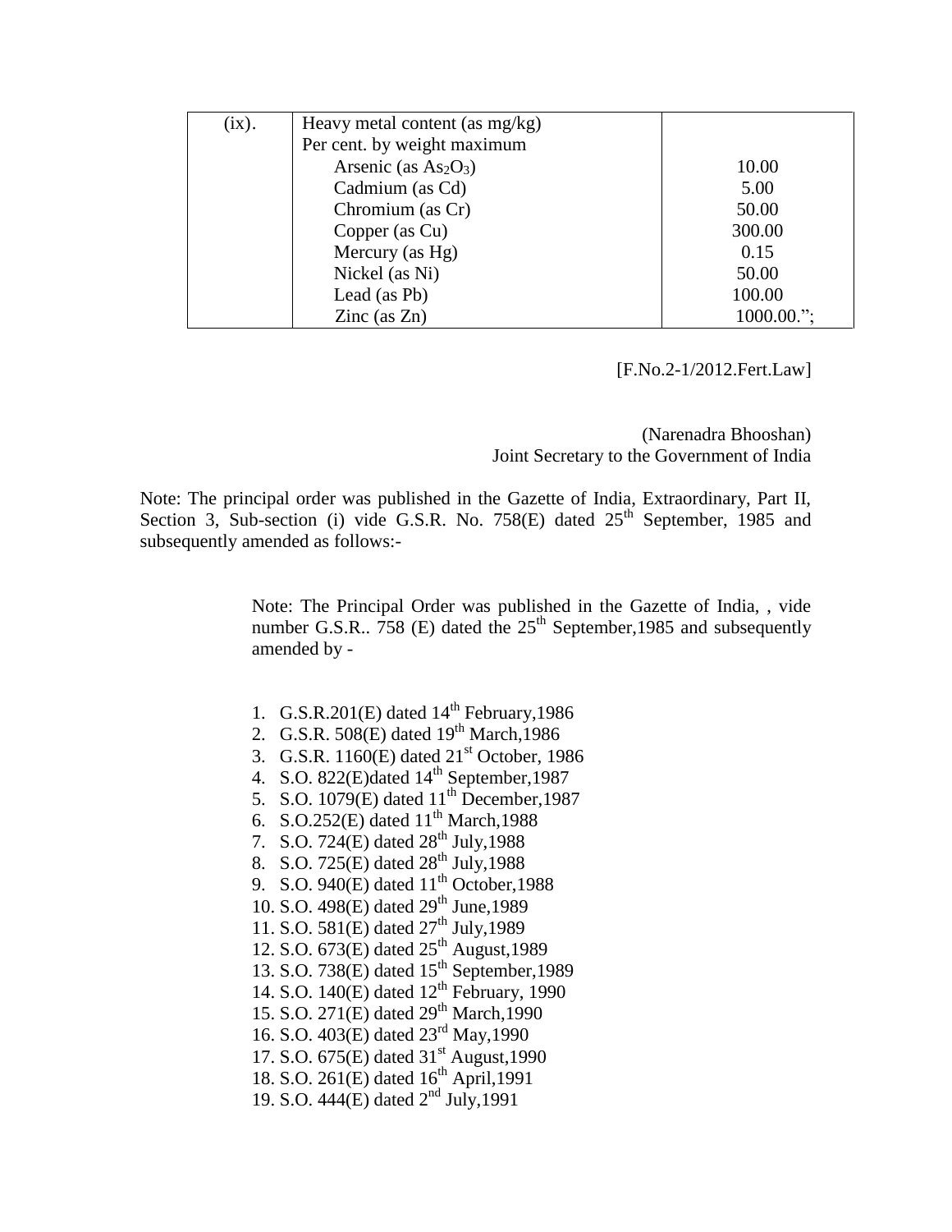| (ix). | Heavy metal content (as mg/kg)<br>Per cent. by weight maximum | |
|---|---|---|
| | Arsenic (as $As_2O_3$) | 10.00 |
| | Cadmium (as Cd) | 5.00 |
| | Chromium (as Cr) | 50.00 |
| | Copper (as Cu) | 300.00 |
| | Mercury (as Hg) | 0.15 |
| | Nickel (as Ni) | 50.00 |
| | Lead (as Pb) | 100.00 |
| | Zinc (as Zn) | 1000.00.”; |

[F.No.2-1/2012.Fert.Law]

(Narenadra Bhooshan)
Joint Secretary to the Government of India

Note: The principal order was published in the Gazette of India, Extraordinary, Part II, Section 3, Sub-section (i) vide G.S.R. No. 758(E) dated 25th September, 1985 and subsequently amended as follows:-

Note: The Principal Order was published in the Gazette of India, , vide number G.S.R.. 758 (E) dated the 25th September,1985 and subsequently amended by -

1. G.S.R.201(E) dated 14th February,1986
2. G.S.R. 508(E) dated 19th March,1986
3. G.S.R. 1160(E) dated 21st October, 1986
4. S.O. 822(E)dated 14th September,1987
5. S.O. 1079(E) dated 11th December,1987
6. S.O.252(E) dated 11th March,1988
7. S.O. 724(E) dated 28th July,1988
8. S.O. 725(E) dated 28th July,1988
9. S.O. 940(E) dated 11th October,1988
10. S.O. 498(E) dated 29th June,1989
11. S.O. 581(E) dated 27th July,1989
12. S.O. 673(E) dated 25th August,1989
13. S.O. 738(E) dated 15th September,1989
14. S.O. 140(E) dated 12th February, 1990
15. S.O. 271(E) dated 29th March,1990
16. S.O. 403(E) dated 23rd May,1990
17. S.O. 675(E) dated 31st August,1990
18. S.O. 261(E) dated 16th April,1991
19. S.O. 444(E) dated 2nd July,1991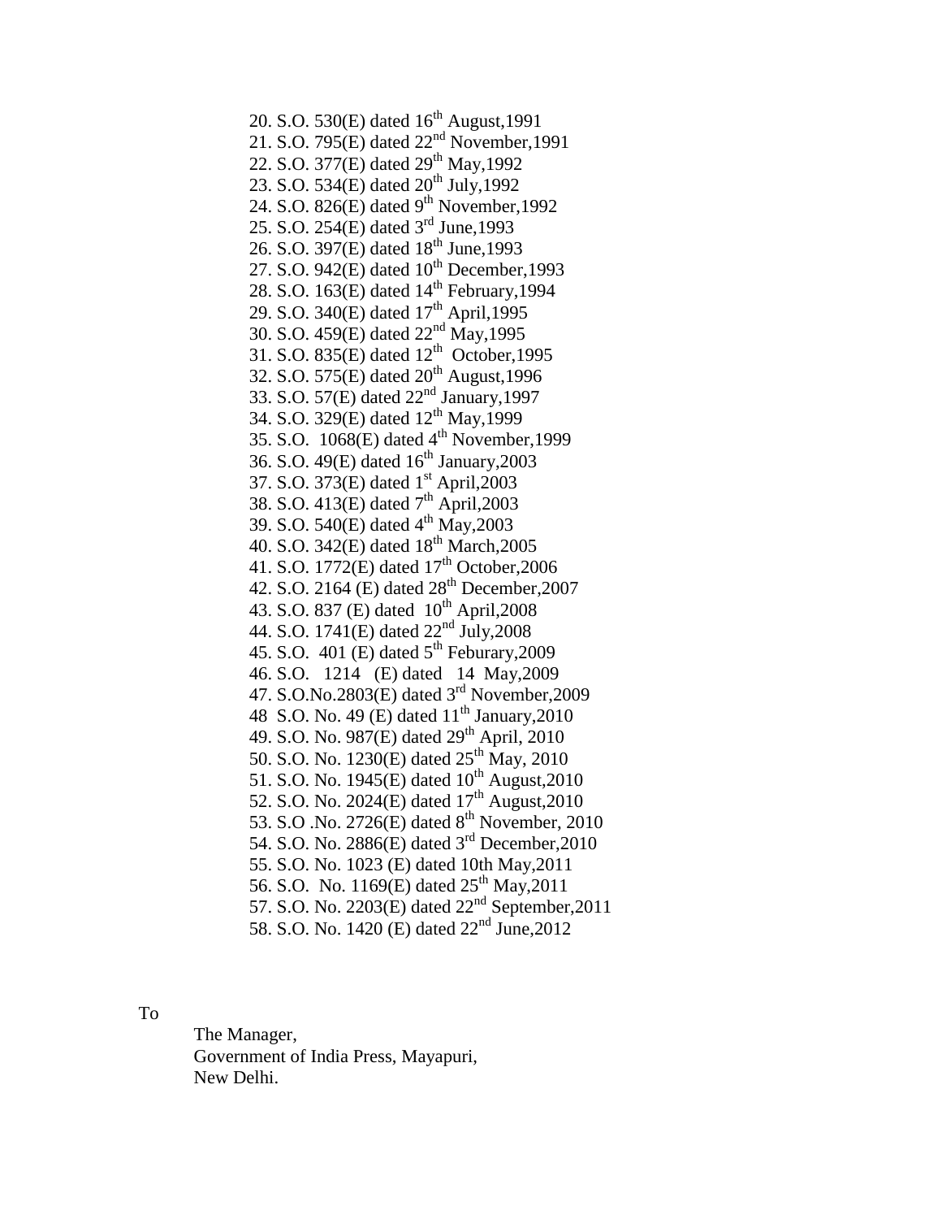20. S.O. 530(E) dated 16th August,1991
21. S.O. 795(E) dated 22nd November,1991
22. S.O. 377(E) dated 29th May,1992
23. S.O. 534(E) dated 20th July,1992
24. S.O. 826(E) dated 9th November,1992
25. S.O. 254(E) dated 3rd June,1993
26. S.O. 397(E) dated 18th June,1993
27. S.O. 942(E) dated 10th December,1993
28. S.O. 163(E) dated 14th February,1994
29. S.O. 340(E) dated 17th April,1995
30. S.O. 459(E) dated 22nd May,1995
31. S.O. 835(E) dated 12th October,1995
32. S.O. 575(E) dated 20th August,1996
33. S.O. 57(E) dated 22nd January,1997
34. S.O. 329(E) dated 12th May,1999
35. S.O. 1068(E) dated 4th November,1999
36. S.O. 49(E) dated 16th January,2003
37. S.O. 373(E) dated 1st April,2003
38. S.O. 413(E) dated 7th April,2003
39. S.O. 540(E) dated 4th May,2003
40. S.O. 342(E) dated 18th March,2005
41. S.O. 1772(E) dated 17th October,2006
42. S.O. 2164 (E) dated 28th December,2007
43. S.O. 837 (E) dated 10th April,2008
44. S.O. 1741(E) dated 22nd July,2008
45. S.O. 401 (E) dated 5th Feburary,2009
46. S.O. 1214 (E) dated 14 May,2009
47. S.O.No.2803(E) dated 3rd November,2009
48 S.O. No. 49 (E) dated 11th January,2010
49. S.O. No. 987(E) dated 29th April, 2010
50. S.O. No. 1230(E) dated 25th May, 2010
51. S.O. No. 1945(E) dated 10th August,2010
52. S.O. No. 2024(E) dated 17th August,2010
53. S.O .No. 2726(E) dated 8th November, 2010
54. S.O. No. 2886(E) dated 3rd December,2010
55. S.O. No. 1023 (E) dated 10th May,2011
56. S.O. No. 1169(E) dated 25th May,2011
57. S.O. No. 2203(E) dated 22nd September,2011
58. S.O. No. 1420 (E) dated 22nd June,2012

To

The Manager,
Government of India Press, Mayapuri,
New Delhi.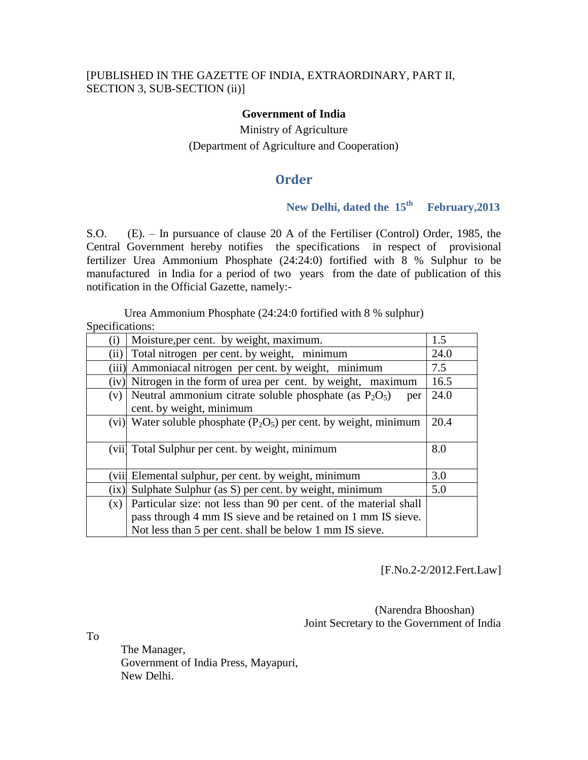[PUBLISHED IN THE GAZETTE OF INDIA, EXTRAORDINARY, PART II, SECTION 3, SUB-SECTION (ii)]

**Government of India**

Ministry of Agriculture

(Department of Agriculture and Cooperation)

## Order

**New Delhi, dated the 15th February,2013**

S.O. (E). – In pursuance of clause 20 A of the Fertiliser (Control) Order, 1985, the Central Government hereby notifies the specifications in respect of provisional fertilizer Urea Ammonium Phosphate (24:24:0) fortified with 8 % Sulphur to be manufactured in India for a period of two years from the date of publication of this notification in the Official Gazette, namely:-

Urea Ammonium Phosphate (24:24:0 fortified with 8 % sulphur)

Specifications:

| | | |
|---|---|---|
| (i) | Moisture,per cent. by weight, maximum. | 1.5 |
| (ii) | Total nitrogen per cent. by weight, minimum | 24.0 |
| (iii) | Ammoniacal nitrogen per cent. by weight, minimum | 7.5 |
| (iv) | Nitrogen in the form of urea per cent. by weight, maximum | 16.5 |
| (v) | Neutral ammonium citrate soluble phosphate (as $P_2O_5$) per cent. by weight, minimum | 24.0 |
| (vi) | Water soluble phosphate ($P_2O_5$) per cent. by weight, minimum | 20.4 |
| (vii) | Total Sulphur per cent. by weight, minimum | 8.0 |
| (viii) | Elemental sulphur, per cent. by weight, minimum | 3.0 |
| (ix) | Sulphate Sulphur (as S) per cent. by weight, minimum | 5.0 |
| (x) | Particular size: not less than 90 per cent. of the material shall pass through 4 mm IS sieve and be retained on 1 mm IS sieve. Not less than 5 per cent. shall be below 1 mm IS sieve. | |

[F.No.2-2/2012.Fert.Law]

(Narendra Bhooshan)
Joint Secretary to the Government of India

To

The Manager,
Government of India Press, Mayapuri,
New Delhi.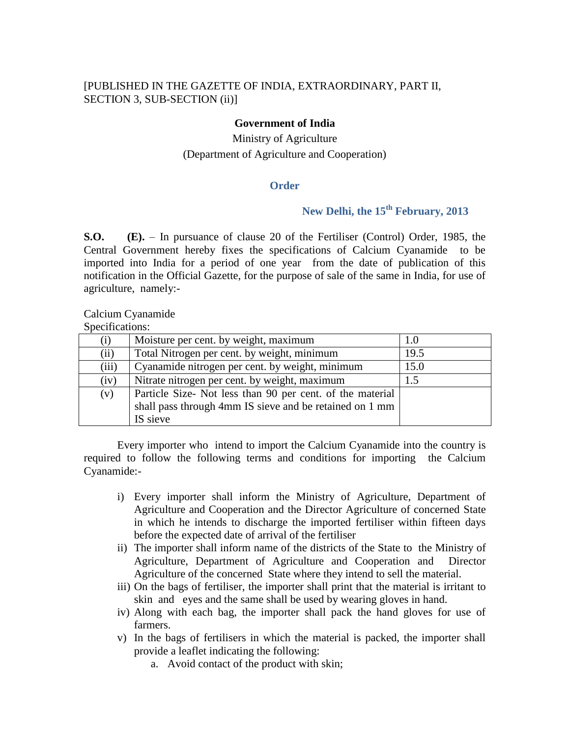[PUBLISHED IN THE GAZETTE OF INDIA, EXTRAORDINARY, PART II, SECTION 3, SUB-SECTION (ii)]

**Government of India**

Ministry of Agriculture

(Department of Agriculture and Cooperation)

## Order

**New Delhi, the 15th February, 2013**

**S.O. (E).** – In pursuance of clause 20 of the Fertiliser (Control) Order, 1985, the Central Government hereby fixes the specifications of Calcium Cyanamide to be imported into India for a period of one year from the date of publication of this notification in the Official Gazette, for the purpose of sale of the same in India, for use of agriculture, namely:-

Calcium Cyanamide

Specifications:

| | | |
|---|---|---|
| (i) | Moisture per cent. by weight, maximum | 1.0 |
| (ii) | Total Nitrogen per cent. by weight, minimum | 19.5 |
| (iii) | Cyanamide nitrogen per cent. by weight, minimum | 15.0 |
| (iv) | Nitrate nitrogen per cent. by weight, maximum | 1.5 |
| (v) | Particle Size- Not less than 90 per cent. of the material shall pass through 4mm IS sieve and be retained on 1 mm IS sieve | |

Every importer who intend to import the Calcium Cyanamide into the country is required to follow the following terms and conditions for importing the Calcium Cyanamide:-

i) Every importer shall inform the Ministry of Agriculture, Department of Agriculture and Cooperation and the Director Agriculture of concerned State in which he intends to discharge the imported fertiliser within fifteen days before the expected date of arrival of the fertiliser

ii) The importer shall inform name of the districts of the State to the Ministry of Agriculture, Department of Agriculture and Cooperation and Director Agriculture of the concerned State where they intend to sell the material.

iii) On the bags of fertiliser, the importer shall print that the material is irritant to skin and eyes and the same shall be used by wearing gloves in hand.

iv) Along with each bag, the importer shall pack the hand gloves for use of farmers.

v) In the bags of fertilisers in which the material is packed, the importer shall provide a leaflet indicating the following:

   a. Avoid contact of the product with skin;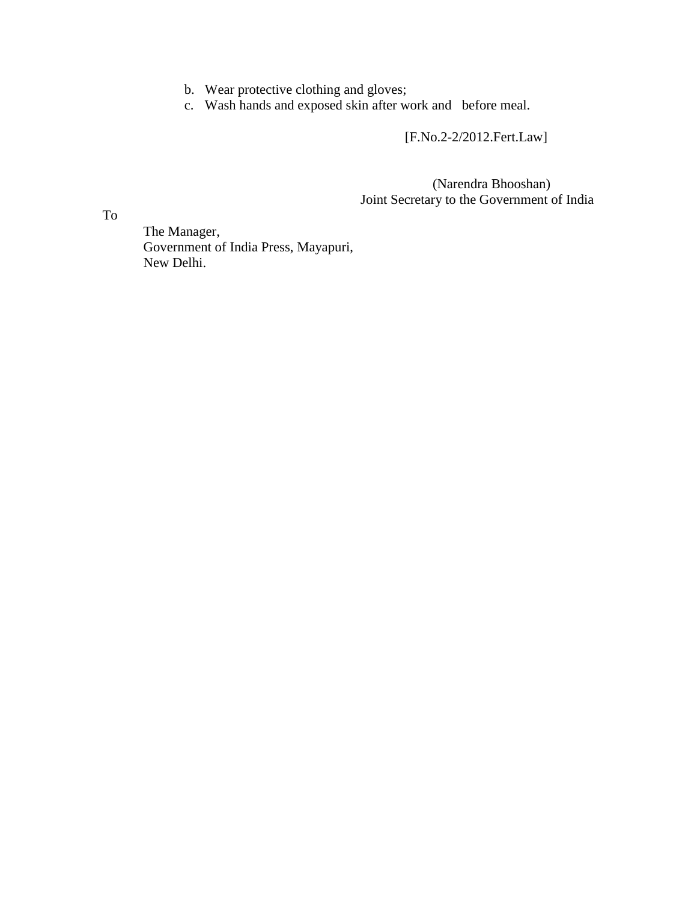b. Wear protective clothing and gloves;
c. Wash hands and exposed skin after work and before meal.

[F.No.2-2/2012.Fert.Law]

(Narendra Bhooshan)
Joint Secretary to the Government of India

To

The Manager,
Government of India Press, Mayapuri,
New Delhi.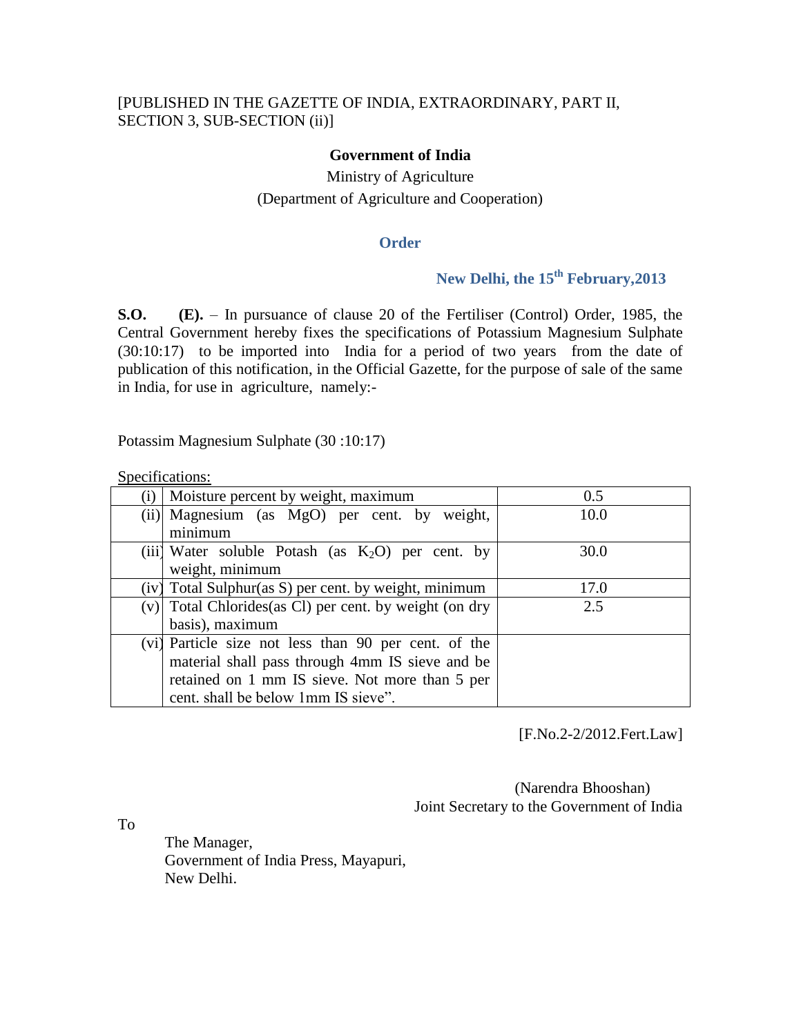[PUBLISHED IN THE GAZETTE OF INDIA, EXTRAORDINARY, PART II, SECTION 3, SUB-SECTION (ii)]

**Government of India**

Ministry of Agriculture

(Department of Agriculture and Cooperation)

## Order

**New Delhi, the 15th February,2013**

**S.O. (E).** – In pursuance of clause 20 of the Fertiliser (Control) Order, 1985, the Central Government hereby fixes the specifications of Potassium Magnesium Sulphate (30:10:17) to be imported into India for a period of two years from the date of publication of this notification, in the Official Gazette, for the purpose of sale of the same in India, for use in agriculture, namely:-

Potassim Magnesium Sulphate (30 :10:17)

Specifications:

| | | |
|---|---|---|
| (i) | Moisture percent by weight, maximum | 0.5 |
| (ii) | Magnesium (as MgO) per cent. by weight, minimum | 10.0 |
| (iii) | Water soluble Potash (as $K_2O$) per cent. by weight, minimum | 30.0 |
| (iv) | Total Sulphur(as S) per cent. by weight, minimum | 17.0 |
| (v) | Total Chlorides(as Cl) per cent. by weight (on dry basis), maximum | 2.5 |
| (vi) | Particle size not less than 90 per cent. of the material shall pass through 4mm IS sieve and be retained on 1 mm IS sieve. Not more than 5 per cent. shall be below 1mm IS sieve". | |

[F.No.2-2/2012.Fert.Law]

(Narendra Bhooshan)
Joint Secretary to the Government of India

To

The Manager,
Government of India Press, Mayapuri,
New Delhi.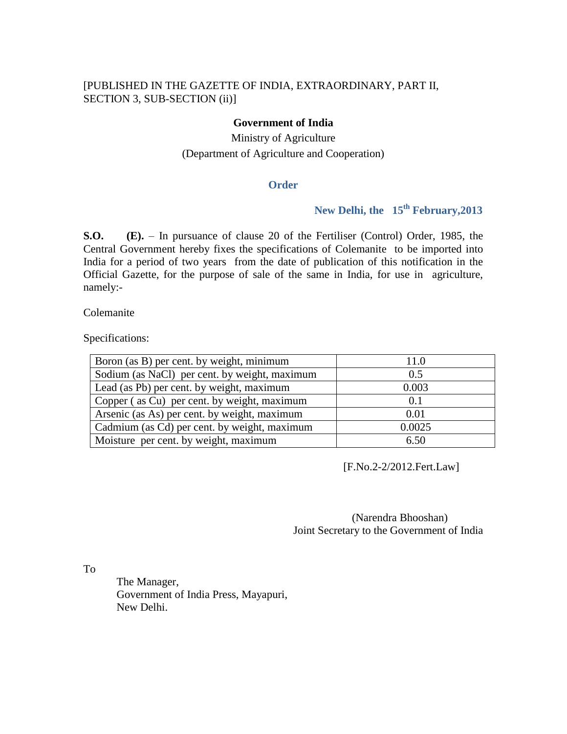[PUBLISHED IN THE GAZETTE OF INDIA, EXTRAORDINARY, PART II, SECTION 3, SUB-SECTION (ii)]

**Government of India**

Ministry of Agriculture

(Department of Agriculture and Cooperation)

## Order

**New Delhi, the 15th February,2013**

**S.O. (E).** – In pursuance of clause 20 of the Fertiliser (Control) Order, 1985, the Central Government hereby fixes the specifications of Colemanite to be imported into India for a period of two years from the date of publication of this notification in the Official Gazette, for the purpose of sale of the same in India, for use in agriculture, namely:-

Colemanite

Specifications:

| | |
|---|---|
| Boron (as B) per cent. by weight, minimum | 11.0 |
| Sodium (as NaCl) per cent. by weight, maximum | 0.5 |
| Lead (as Pb) per cent. by weight, maximum | 0.003 |
| Copper ( as Cu) per cent. by weight, maximum | 0.1 |
| Arsenic (as As) per cent. by weight, maximum | 0.01 |
| Cadmium (as Cd) per cent. by weight, maximum | 0.0025 |
| Moisture per cent. by weight, maximum | 6.50 |

[F.No.2-2/2012.Fert.Law]

(Narendra Bhooshan)
Joint Secretary to the Government of India

To

The Manager,
Government of India Press, Mayapuri,
New Delhi.